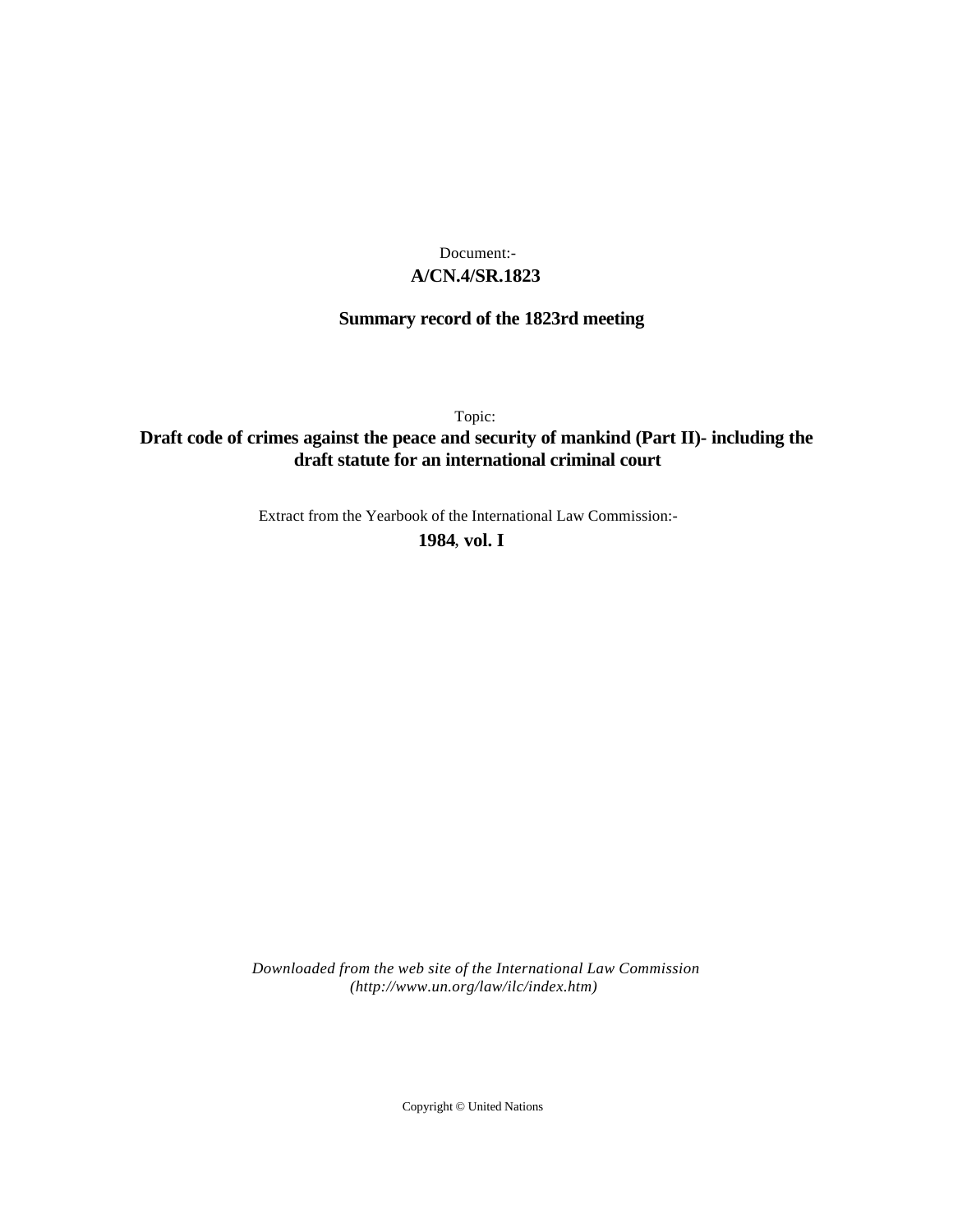Document:-

**A/CN.4/SR.1823**

**Summary record of the 1823rd meeting**

Topic:

**Draft code of crimes against the peace and security of mankind (Part II)- including the draft statute for an international criminal court**

Extract from the Yearbook of the International Law Commission:-

**1984, vol. I**

*Downloaded from the web site of the International Law Commission (http://www.un.org/law/ilc/index.htm)*

Copyright © United Nations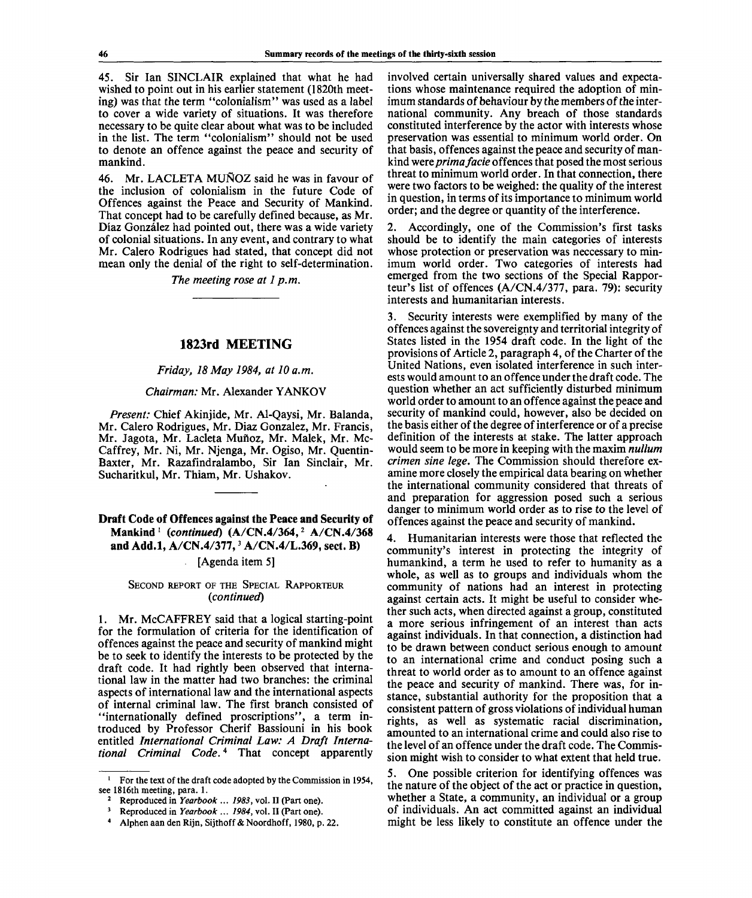45. Sir Ian SINCLAIR explained that what he had wished to point out in his earlier statement (1820th meeting) was that the term "colonialism" was used as a label to cover a wide variety of situations. It was therefore necessary to be quite clear about what was to be included in the list. The term "colonialism" should not be used to denote an offence against the peace and security of mankind.

46. Mr. LACLETA MUÑOZ said he was in favour of the inclusion of colonialism in the future Code of Offences against the Peace and Security of Mankind. That concept had to be carefully defined because, as Mr. Díaz González had pointed out, there was a wide variety of colonial situations. In any event, and contrary to what Mr. Calero Rodrigues had stated, that concept did not mean only the denial of the right to self-determination.

*The meeting rose at 1 p.m.*

---

## 1823rd MEETING

*Friday, 18 May 1984, at 10 a.m.*

*Chairman:* Mr. Alexander YANKOV

*Present:* Chief Akinjide, Mr. Al-Qaysi, Mr. Balanda, Mr. Calero Rodrigues, Mr. Diaz Gonzalez, Mr. Francis, Mr. Jagota, Mr. Lacleta Muñoz, Mr. Malek, Mr. McCaffrey, Mr. Ni, Mr. Njenga, Mr. Ogiso, Mr. Quentin-Baxter, Mr. Razafindralambo, Sir Ian Sinclair, Mr. Sucharitkul, Mr. Thiam, Mr. Ushakov.

---

### Draft Code of Offences against the Peace and Security of Mankind[1] (*continued*) (A/CN.4/364,[2] A/CN.4/368 and Add.1, A/CN.4/377,[3] A/CN.4/L.369, sect. B)

[Agenda item 5]

SECOND REPORT OF THE SPECIAL RAPPORTEUR (*continued*)

1. Mr. McCAFFREY said that a logical starting-point for the formulation of criteria for the identification of offences against the peace and security of mankind might be to seek to identify the interests to be protected by the draft code. It had rightly been observed that international law in the matter had two branches: the criminal aspects of international law and the international aspects of internal criminal law. The first branch consisted of "internationally defined proscriptions", a term introduced by Professor Cherif Bassiouni in his book entitled *International Criminal Law: A Draft International Criminal Code.*[4] That concept apparently involved certain universally shared values and expectations whose maintenance required the adoption of minimum standards of behaviour by the members of the international community. Any breach of those standards constituted interference by the actor with interests whose preservation was essential to minimum world order. On that basis, offences against the peace and security of mankind were *prima facie* offences that posed the most serious threat to minimum world order. In that connection, there were two factors to be weighed: the quality of the interest in question, in terms of its importance to minimum world order; and the degree or quantity of the interference.

2. Accordingly, one of the Commission's first tasks should be to identify the main categories of interests whose protection or preservation was neccessary to minimum world order. Two categories of interests had emerged from the two sections of the Special Rapporteur's list of offences (A/CN.4/377, para. 79): security interests and humanitarian interests.

3. Security interests were exemplified by many of the offences against the sovereignty and territorial integrity of States listed in the 1954 draft code. In the light of the provisions of Article 2, paragraph 4, of the Charter of the United Nations, even isolated interference in such interests would amount to an offence under the draft code. The question whether an act sufficiently disturbed minimum world order to amount to an offence against the peace and security of mankind could, however, also be decided on the basis either of the degree of interference or of a precise definition of the interests at stake. The latter approach would seem to be more in keeping with the maxim *nullum crimen sine lege.* The Commission should therefore examine more closely the empirical data bearing on whether the international community considered that threats of and preparation for aggression posed such a serious danger to minimum world order as to rise to the level of offences against the peace and security of mankind.

4. Humanitarian interests were those that reflected the community's interest in protecting the integrity of humankind, a term he used to refer to humanity as a whole, as well as to groups and individuals whom the community of nations had an interest in protecting against certain acts. It might be useful to consider whether such acts, when directed against a group, constituted a more serious infringement of an interest than acts against individuals. In that connection, a distinction had to be drawn between conduct serious enough to amount to an international crime and conduct posing such a threat to world order as to amount to an offence against the peace and security of mankind. There was, for instance, substantial authority for the proposition that a consistent pattern of gross violations of individual human rights, as well as systematic racial discrimination, amounted to an international crime and could also rise to the level of an offence under the draft code. The Commission might wish to consider to what extent that held true.

5. One possible criterion for identifying offences was the nature of the object of the act or practice in question, whether a State, a community, an individual or a group of individuals. An act committed against an individual might be less likely to constitute an offence under the

---

[1] For the text of the draft code adopted by the Commission in 1954, see 1816th meeting, para. 1.

[2] Reproduced in *Yearbook ... 1983*, vol. II (Part one).

[3] Reproduced in *Yearbook ... 1984*, vol. II (Part one).

[4] Alphen aan den Rijn, Sijthoff & Noordhoff, 1980, p. 22.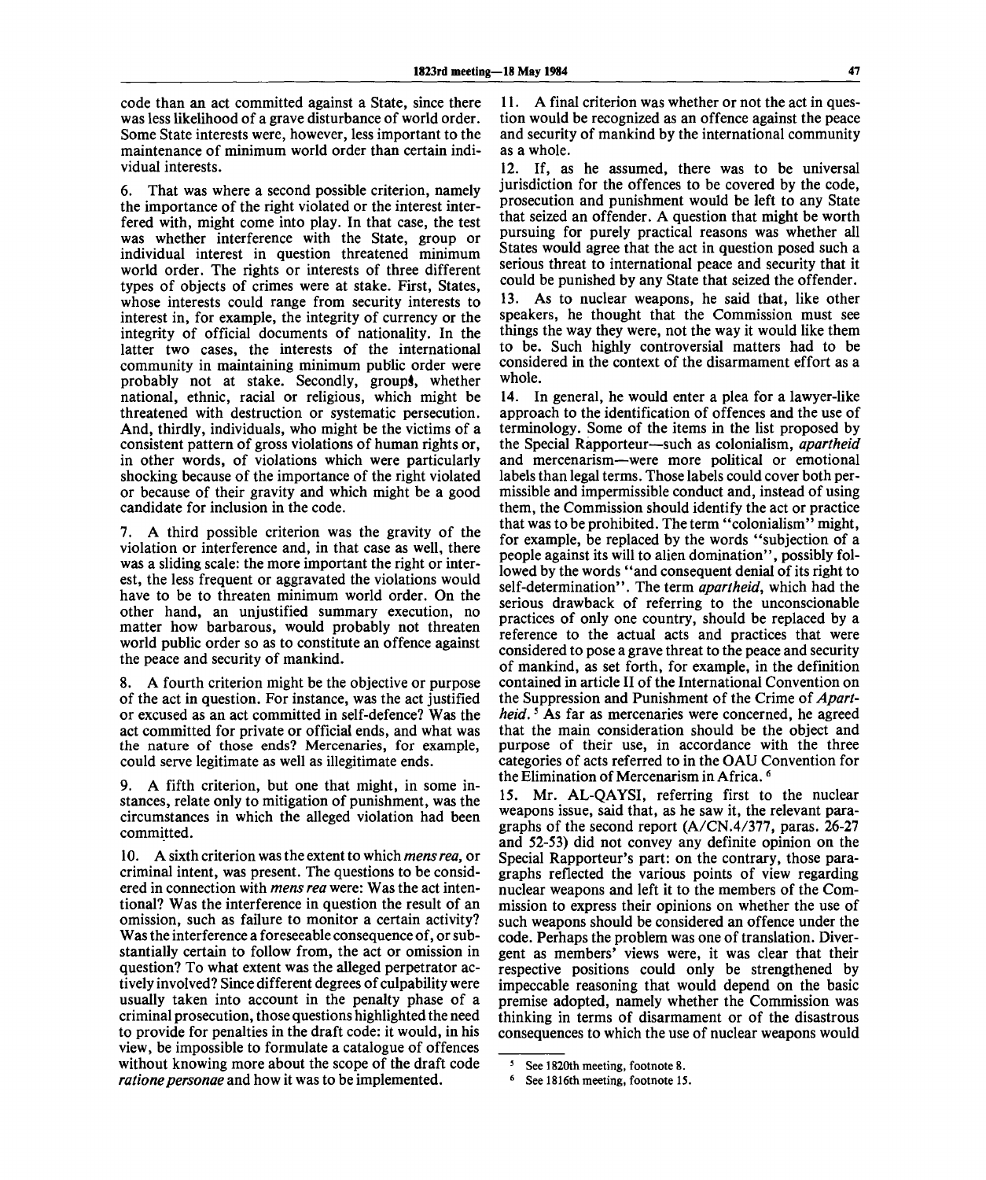code than an act committed against a State, since there was less likelihood of a grave disturbance of world order. Some State interests were, however, less important to the maintenance of minimum world order than certain individual interests.

6. That was where a second possible criterion, namely the importance of the right violated or the interest interfered with, might come into play. In that case, the test was whether interference with the State, group or individual interest in question threatened minimum world order. The rights or interests of three different types of objects of crimes were at stake. First, States, whose interests could range from security interests to interest in, for example, the integrity of currency or the integrity of official documents of nationality. In the latter two cases, the interests of the international community in maintaining minimum public order were probably not at stake. Secondly, groups, whether national, ethnic, racial or religious, which might be threatened with destruction or systematic persecution. And, thirdly, individuals, who might be the victims of a consistent pattern of gross violations of human rights or, in other words, of violations which were particularly shocking because of the importance of the right violated or because of their gravity and which might be a good candidate for inclusion in the code.

7. A third possible criterion was the gravity of the violation or interference and, in that case as well, there was a sliding scale: the more important the right or interest, the less frequent or aggravated the violations would have to be to threaten minimum world order. On the other hand, an unjustified summary execution, no matter how barbarous, would probably not threaten world public order so as to constitute an offence against the peace and security of mankind.

8. A fourth criterion might be the objective or purpose of the act in question. For instance, was the act justified or excused as an act committed in self-defence? Was the act committed for private or official ends, and what was the nature of those ends? Mercenaries, for example, could serve legitimate as well as illegitimate ends.

9. A fifth criterion, but one that might, in some instances, relate only to mitigation of punishment, was the circumstances in which the alleged violation had been committed.

10. A sixth criterion was the extent to which *mens rea*, or criminal intent, was present. The questions to be considered in connection with *mens rea* were: Was the act intentional? Was the interference in question the result of an omission, such as failure to monitor a certain activity? Was the interference a foreseeable consequence of, or substantially certain to follow from, the act or omission in question? To what extent was the alleged perpetrator actively involved? Since different degrees of culpability were usually taken into account in the penalty phase of a criminal prosecution, those questions highlighted the need to provide for penalties in the draft code: it would, in his view, be impossible to formulate a catalogue of offences without knowing more about the scope of the draft code *ratione personae* and how it was to be implemented.

11. A final criterion was whether or not the act in question would be recognized as an offence against the peace and security of mankind by the international community as a whole.

12. If, as he assumed, there was to be universal jurisdiction for the offences to be covered by the code, prosecution and punishment would be left to any State that seized an offender. A question that might be worth pursuing for purely practical reasons was whether all States would agree that the act in question posed such a serious threat to international peace and security that it could be punished by any State that seized the offender.

13. As to nuclear weapons, he said that, like other speakers, he thought that the Commission must see things the way they were, not the way it would like them to be. Such highly controversial matters had to be considered in the context of the disarmament effort as a whole.

14. In general, he would enter a plea for a lawyer-like approach to the identification of offences and the use of terminology. Some of the items in the list proposed by the Special Rapporteur—such as colonialism, *apartheid* and mercenarism—were more political or emotional labels than legal terms. Those labels could cover both permissible and impermissible conduct and, instead of using them, the Commission should identify the act or practice that was to be prohibited. The term "colonialism" might, for example, be replaced by the words "subjection of a people against its will to alien domination", possibly followed by the words "and consequent denial of its right to self-determination". The term *apartheid*, which had the serious drawback of referring to the unconscionable practices of only one country, should be replaced by a reference to the actual acts and practices that were considered to pose a grave threat to the peace and security of mankind, as set forth, for example, in the definition contained in article II of the International Convention on the Suppression and Punishment of the Crime of *Apartheid*.[5] As far as mercenaries were concerned, he agreed that the main consideration should be the object and purpose of their use, in accordance with the three categories of acts referred to in the OAU Convention for the Elimination of Mercenarism in Africa.[6]

15. Mr. AL-QAYSI, referring first to the nuclear weapons issue, said that, as he saw it, the relevant paragraphs of the second report (A/CN.4/377, paras. 26-27 and 52-53) did not convey any definite opinion on the Special Rapporteur's part: on the contrary, those paragraphs reflected the various points of view regarding nuclear weapons and left it to the members of the Commission to express their opinions on whether the use of such weapons should be considered an offence under the code. Perhaps the problem was one of translation. Divergent as members' views were, it was clear that their respective positions could only be strengthened by impeccable reasoning that would depend on the basic premise adopted, namely whether the Commission was thinking in terms of disarmament or of the disastrous consequences to which the use of nuclear weapons would

---

[5] See 1820th meeting, footnote 8.

[6] See 1816th meeting, footnote 15.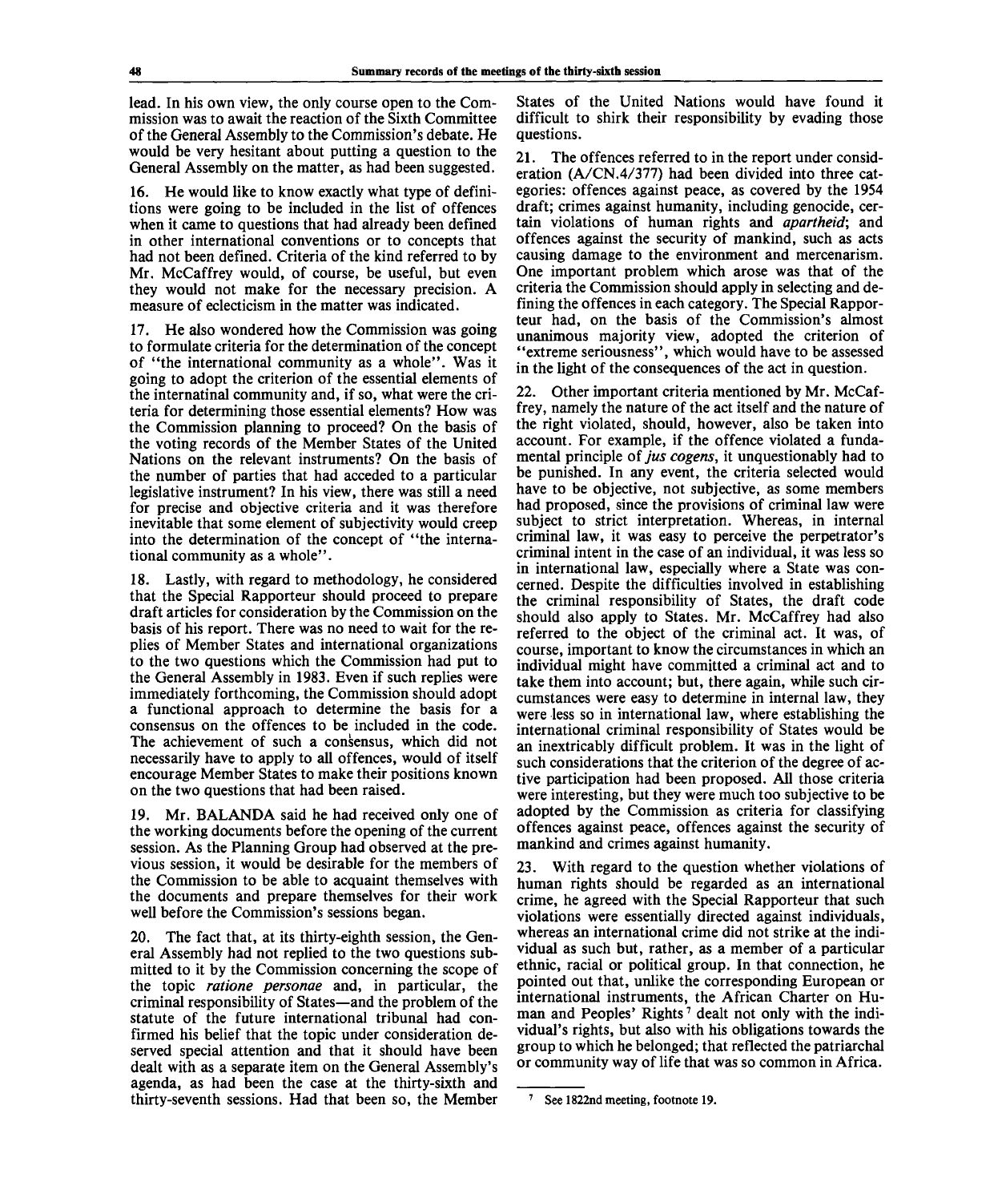lead. In his own view, the only course open to the Commission was to await the reaction of the Sixth Committee of the General Assembly to the Commission's debate. He would be very hesitant about putting a question to the General Assembly on the matter, as had been suggested.

16. He would like to know exactly what type of definitions were going to be included in the list of offences when it came to questions that had already been defined in other international conventions or to concepts that had not been defined. Criteria of the kind referred to by Mr. McCaffrey would, of course, be useful, but even they would not make for the necessary precision. A measure of eclecticism in the matter was indicated.

17. He also wondered how the Commission was going to formulate criteria for the determination of the concept of "the international community as a whole". Was it going to adopt the criterion of the essential elements of the internatinal community and, if so, what were the criteria for determining those essential elements? How was the Commission planning to proceed? On the basis of the voting records of the Member States of the United Nations on the relevant instruments? On the basis of the number of parties that had acceded to a particular legislative instrument? In his view, there was still a need for precise and objective criteria and it was therefore inevitable that some element of subjectivity would creep into the determination of the concept of "the international community as a whole".

18. Lastly, with regard to methodology, he considered that the Special Rapporteur should proceed to prepare draft articles for consideration by the Commission on the basis of his report. There was no need to wait for the replies of Member States and international organizations to the two questions which the Commission had put to the General Assembly in 1983. Even if such replies were immediately forthcoming, the Commission should adopt a functional approach to determine the basis for a consensus on the offences to be included in the code. The achievement of such a consensus, which did not necessarily have to apply to all offences, would of itself encourage Member States to make their positions known on the two questions that had been raised.

19. Mr. BALANDA said he had received only one of the working documents before the opening of the current session. As the Planning Group had observed at the previous session, it would be desirable for the members of the Commission to be able to acquaint themselves with the documents and prepare themselves for their work well before the Commission's sessions began.

20. The fact that, at its thirty-eighth session, the General Assembly had not replied to the two questions submitted to it by the Commission concerning the scope of the topic *ratione personae* and, in particular, the criminal responsibility of States—and the problem of the statute of the future international tribunal had confirmed his belief that the topic under consideration deserved special attention and that it should have been dealt with as a separate item on the General Assembly's agenda, as had been the case at the thirty-sixth and thirty-seventh sessions. Had that been so, the Member States of the United Nations would have found it difficult to shirk their responsibility by evading those questions.

21. The offences referred to in the report under consideration (A/CN.4/377) had been divided into three categories: offences against peace, as covered by the 1954 draft; crimes against humanity, including genocide, certain violations of human rights and *apartheid*; and offences against the security of mankind, such as acts causing damage to the environment and mercenarism. One important problem which arose was that of the criteria the Commission should apply in selecting and defining the offences in each category. The Special Rapporteur had, on the basis of the Commission's almost unanimous majority view, adopted the criterion of "extreme seriousness", which would have to be assessed in the light of the consequences of the act in question.

22. Other important criteria mentioned by Mr. McCaffrey, namely the nature of the act itself and the nature of the right violated, should, however, also be taken into account. For example, if the offence violated a fundamental principle of *jus cogens*, it unquestionably had to be punished. In any event, the criteria selected would have to be objective, not subjective, as some members had proposed, since the provisions of criminal law were subject to strict interpretation. Whereas, in internal criminal law, it was easy to perceive the perpetrator's criminal intent in the case of an individual, it was less so in international law, especially where a State was concerned. Despite the difficulties involved in establishing the criminal responsibility of States, the draft code should also apply to States. Mr. McCaffrey had also referred to the object of the criminal act. It was, of course, important to know the circumstances in which an individual might have committed a criminal act and to take them into account; but, there again, while such circumstances were easy to determine in internal law, they were less so in international law, where establishing the international criminal responsibility of States would be an inextricably difficult problem. It was in the light of such considerations that the criterion of the degree of active participation had been proposed. All those criteria were interesting, but they were much too subjective to be adopted by the Commission as criteria for classifying offences against peace, offences against the security of mankind and crimes against humanity.

23. With regard to the question whether violations of human rights should be regarded as an international crime, he agreed with the Special Rapporteur that such violations were essentially directed against individuals, whereas an international crime did not strike at the individual as such but, rather, as a member of a particular ethnic, racial or political group. In that connection, he pointed out that, unlike the corresponding European or international instruments, the African Charter on Human and Peoples' Rights[7] dealt not only with the individual's rights, but also with his obligations towards the group to which he belonged; that reflected the patriarchal or community way of life that was so common in Africa.

[7] See 1822nd meeting, footnote 19.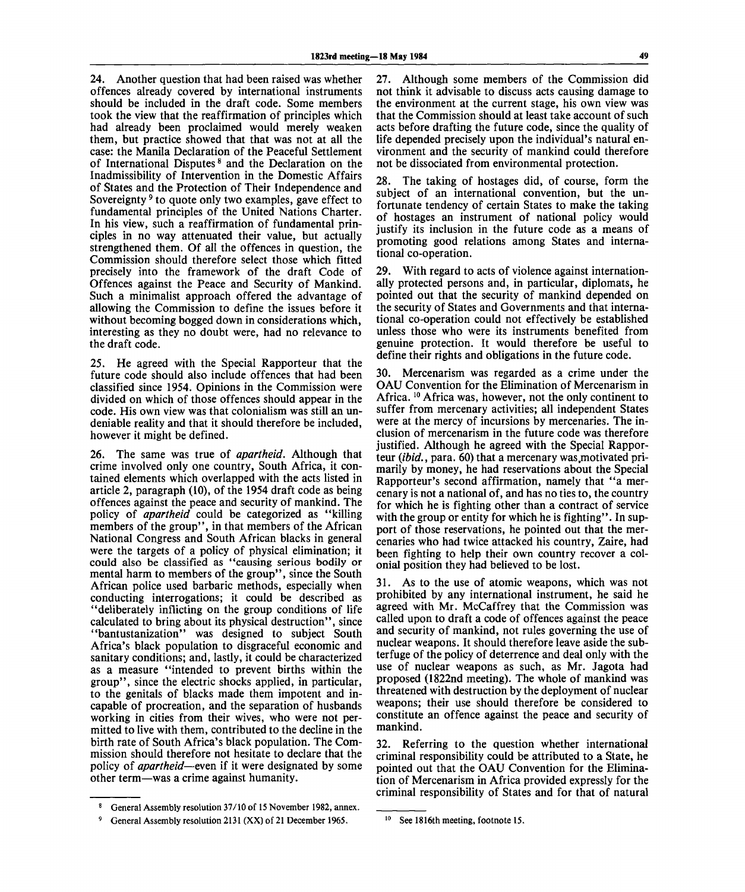24. Another question that had been raised was whether offences already covered by international instruments should be included in the draft code. Some members took the view that the reaffirmation of principles which had already been proclaimed would merely weaken them, but practice showed that that was not at all the case: the Manila Declaration of the Peaceful Settlement of International Disputes[8] and the Declaration on the Inadmissibility of Intervention in the Domestic Affairs of States and the Protection of Their Independence and Sovereignty[9] to quote only two examples, gave effect to fundamental principles of the United Nations Charter. In his view, such a reaffirmation of fundamental principles in no way attenuated their value, but actually strengthened them. Of all the offences in question, the Commission should therefore select those which fitted precisely into the framework of the draft Code of Offences against the Peace and Security of Mankind. Such a minimalist approach offered the advantage of allowing the Commission to define the issues before it without becoming bogged down in considerations which, interesting as they no doubt were, had no relevance to the draft code.

25. He agreed with the Special Rapporteur that the future code should also include offences that had been classified since 1954. Opinions in the Commission were divided on which of those offences should appear in the code. His own view was that colonialism was still an undeniable reality and that it should therefore be included, however it might be defined.

26. The same was true of *apartheid*. Although that crime involved only one country, South Africa, it contained elements which overlapped with the acts listed in article 2, paragraph (10), of the 1954 draft code as being offences against the peace and security of mankind. The policy of *apartheid* could be categorized as "killing members of the group", in that members of the African National Congress and South African blacks in general were the targets of a policy of physical elimination; it could also be classified as "causing serious bodily or mental harm to members of the group", since the South African police used barbaric methods, especially when conducting interrogations; it could be described as "deliberately inflicting on the group conditions of life calculated to bring about its physical destruction", since "bantustanization" was designed to subject South Africa's black population to disgraceful economic and sanitary conditions; and, lastly, it could be characterized as a measure "intended to prevent births within the group", since the electric shocks applied, in particular, to the genitals of blacks made them impotent and incapable of procreation, and the separation of husbands working in cities from their wives, who were not permitted to live with them, contributed to the decline in the birth rate of South Africa's black population. The Commission should therefore not hesitate to declare that the policy of *apartheid*—even if it were designated by some other term—was a crime against humanity.

27. Although some members of the Commission did not think it advisable to discuss acts causing damage to the environment at the current stage, his own view was that the Commission should at least take account of such acts before drafting the future code, since the quality of life depended precisely upon the individual's natural environment and the security of mankind could therefore not be dissociated from environmental protection.

28. The taking of hostages did, of course, form the subject of an international convention, but the unfortunate tendency of certain States to make the taking of hostages an instrument of national policy would justify its inclusion in the future code as a means of promoting good relations among States and international co-operation.

29. With regard to acts of violence against internationally protected persons and, in particular, diplomats, he pointed out that the security of mankind depended on the security of States and Governments and that international co-operation could not effectively be established unless those who were its instruments benefited from genuine protection. It would therefore be useful to define their rights and obligations in the future code.

30. Mercenarism was regarded as a crime under the OAU Convention for the Elimination of Mercenarism in Africa.[10] Africa was, however, not the only continent to suffer from mercenary activities; all independent States were at the mercy of incursions by mercenaries. The inclusion of mercenarism in the future code was therefore justified. Although he agreed with the Special Rapporteur (*ibid.*, para. 60) that a mercenary was motivated primarily by money, he had reservations about the Special Rapporteur's second affirmation, namely that "a mercenary is not a national of, and has no ties to, the country for which he is fighting other than a contract of service with the group or entity for which he is fighting". In support of those reservations, he pointed out that the mercenaries who had twice attacked his country, Zaire, had been fighting to help their own country recover a colonial position they had believed to be lost.

31. As to the use of atomic weapons, which was not prohibited by any international instrument, he said he agreed with Mr. McCaffrey that the Commission was called upon to draft a code of offences against the peace and security of mankind, not rules governing the use of nuclear weapons. It should therefore leave aside the subterfuge of the policy of deterrence and deal only with the use of nuclear weapons as such, as Mr. Jagota had proposed (1822nd meeting). The whole of mankind was threatened with destruction by the deployment of nuclear weapons; their use should therefore be considered to constitute an offence against the peace and security of mankind.

32. Referring to the question whether international criminal responsibility could be attributed to a State, he pointed out that the OAU Convention for the Elimination of Mercenarism in Africa provided expressly for the criminal responsibility of States and for that of natural

---

[8] General Assembly resolution 37/10 of 15 November 1982, annex.

[9] General Assembly resolution 2131 (XX) of 21 December 1965.

[10] See 1816th meeting, footnote 15.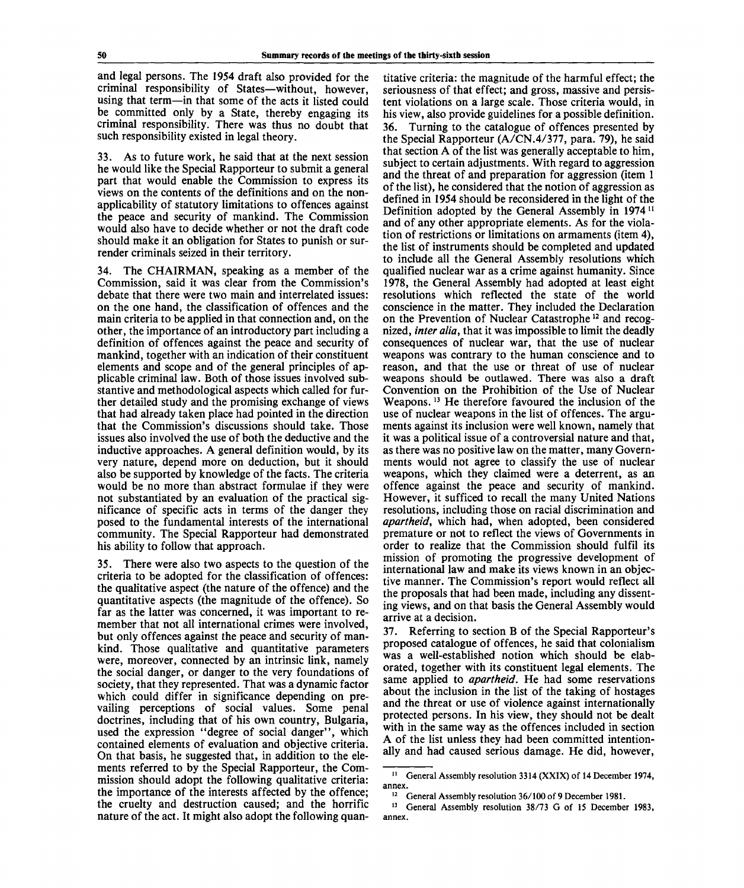and legal persons. The 1954 draft also provided for the criminal responsibility of States—without, however, using that term—in that some of the acts it listed could be committed only by a State, thereby engaging its criminal responsibility. There was thus no doubt that such responsibility existed in legal theory.

33. As to future work, he said that at the next session he would like the Special Rapporteur to submit a general part that would enable the Commission to express its views on the contents of the definitions and on the non-applicability of statutory limitations to offences against the peace and security of mankind. The Commission would also have to decide whether or not the draft code should make it an obligation for States to punish or surrender criminals seized in their territory.

34. The CHAIRMAN, speaking as a member of the Commission, said it was clear from the Commission's debate that there were two main and interrelated issues: on the one hand, the classification of offences and the main criteria to be applied in that connection and, on the other, the importance of an introductory part including a definition of offences against the peace and security of mankind, together with an indication of their constituent elements and scope and of the general principles of applicable criminal law. Both of those issues involved substantive and methodological aspects which called for further detailed study and the promising exchange of views that had already taken place had pointed in the direction that the Commission's discussions should take. Those issues also involved the use of both the deductive and the inductive approaches. A general definition would, by its very nature, depend more on deduction, but it should also be supported by knowledge of the facts. The criteria would be no more than abstract formulae if they were not substantiated by an evaluation of the practical significance of specific acts in terms of the danger they posed to the fundamental interests of the international community. The Special Rapporteur had demonstrated his ability to follow that approach.

35. There were also two aspects to the question of the criteria to be adopted for the classification of offences: the qualitative aspect (the nature of the offence) and the quantitative aspects (the magnitude of the offence). So far as the latter was concerned, it was important to remember that not all international crimes were involved, but only offences against the peace and security of mankind. Those qualitative and quantitative parameters were, moreover, connected by an intrinsic link, namely the social danger, or danger to the very foundations of society, that they represented. That was a dynamic factor which could differ in significance depending on prevailing perceptions of social values. Some penal doctrines, including that of his own country, Bulgaria, used the expression "degree of social danger", which contained elements of evaluation and objective criteria. On that basis, he suggested that, in addition to the elements referred to by the Special Rapporteur, the Commission should adopt the following qualitative criteria: the importance of the interests affected by the offence; the cruelty and destruction caused; and the horrific nature of the act. It might also adopt the following quantitative criteria: the magnitude of the harmful effect; the seriousness of that effect; and gross, massive and persistent violations on a large scale. Those criteria would, in his view, also provide guidelines for a possible definition.

36. Turning to the catalogue of offences presented by the Special Rapporteur (A/CN.4/377, para. 79), he said that section A of the list was generally acceptable to him, subject to certain adjustments. With regard to aggression and the threat of and preparation for aggression (item 1 of the list), he considered that the notion of aggression as defined in 1954 should be reconsidered in the light of the Definition adopted by the General Assembly in 1974 [11] and of any other appropriate elements. As for the violation of restrictions or limitations on armaments (item 4), the list of instruments should be completed and updated to include all the General Assembly resolutions which qualified nuclear war as a crime against humanity. Since 1978, the General Assembly had adopted at least eight resolutions which reflected the state of the world conscience in the matter. They included the Declaration on the Prevention of Nuclear Catastrophe [12] and recognized, *inter alia*, that it was impossible to limit the deadly consequences of nuclear war, that the use of nuclear weapons was contrary to the human conscience and to reason, and that the use or threat of use of nuclear weapons should be outlawed. There was also a draft Convention on the Prohibition of the Use of Nuclear Weapons. [13] He therefore favoured the inclusion of the use of nuclear weapons in the list of offences. The arguments against its inclusion were well known, namely that it was a political issue of a controversial nature and that, as there was no positive law on the matter, many Governments would not agree to classify the use of nuclear weapons, which they claimed were a deterrent, as an offence against the peace and security of mankind. However, it sufficed to recall the many United Nations resolutions, including those on racial discrimination and *apartheid*, which had, when adopted, been considered premature or not to reflect the views of Governments in order to realize that the Commission should fulfil its mission of promoting the progressive development of international law and make its views known in an objective manner. The Commission's report would reflect all the proposals that had been made, including any dissenting views, and on that basis the General Assembly would arrive at a decision.

37. Referring to section B of the Special Rapporteur's proposed catalogue of offences, he said that colonialism was a well-established notion which should be elaborated, together with its constituent legal elements. The same applied to *apartheid*. He had some reservations about the inclusion in the list of the taking of hostages and the threat or use of violence against internationally protected persons. In his view, they should not be dealt with in the same way as the offences included in section A of the list unless they had been committed intentionally and had caused serious damage. He did, however,

[11] General Assembly resolution 3314 (XXIX) of 14 December 1974, annex.

[12] General Assembly resolution 36/100 of 9 December 1981.

[13] General Assembly resolution 38/73 G of 15 December 1983, annex.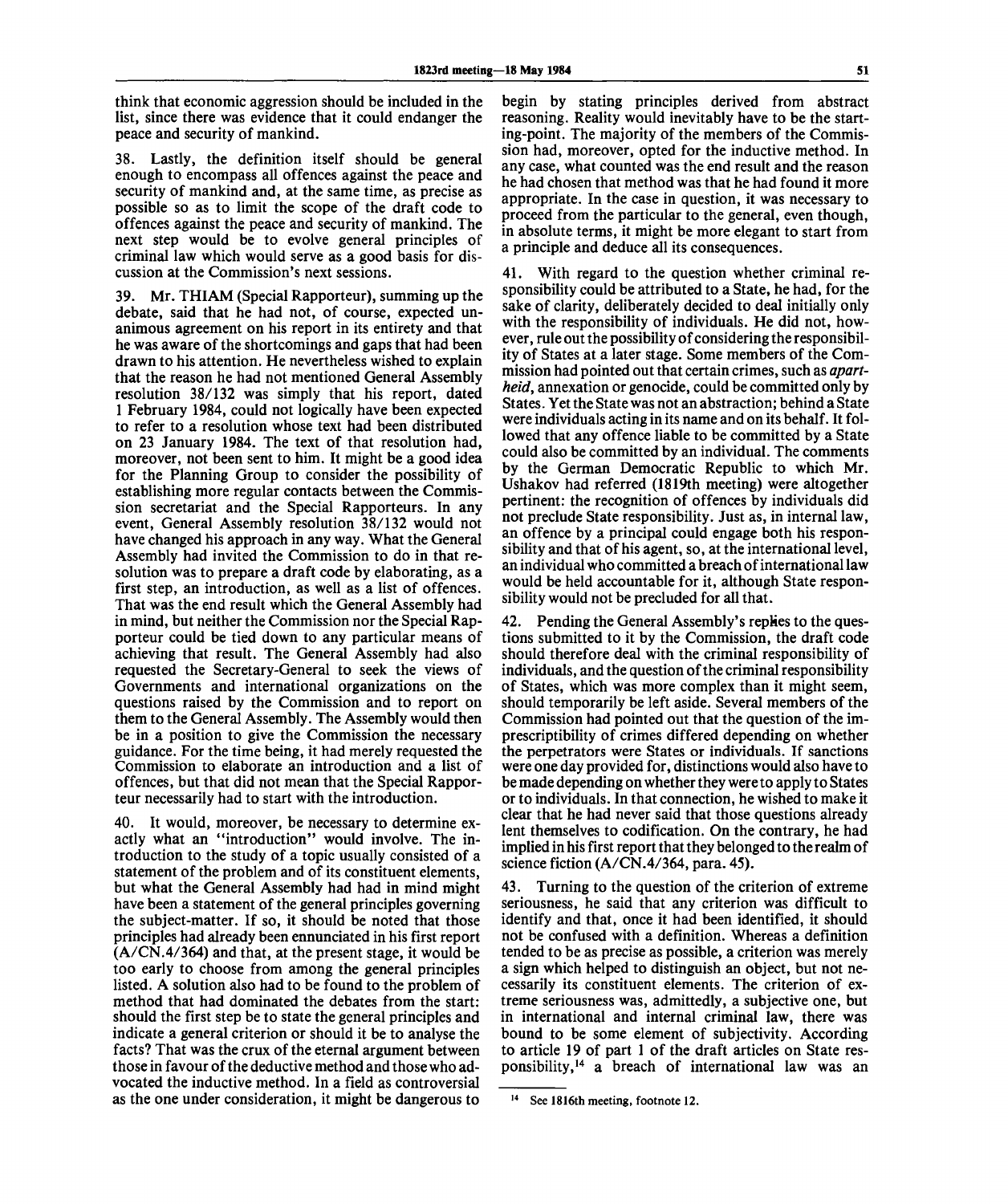think that economic aggression should be included in the list, since there was evidence that it could endanger the peace and security of mankind.

38. Lastly, the definition itself should be general enough to encompass all offences against the peace and security of mankind and, at the same time, as precise as possible so as to limit the scope of the draft code to offences against the peace and security of mankind. The next step would be to evolve general principles of criminal law which would serve as a good basis for discussion at the Commission's next sessions.

39. Mr. THIAM (Special Rapporteur), summing up the debate, said that he had not, of course, expected unanimous agreement on his report in its entirety and that he was aware of the shortcomings and gaps that had been drawn to his attention. He nevertheless wished to explain that the reason he had not mentioned General Assembly resolution 38/132 was simply that his report, dated 1 February 1984, could not logically have been expected to refer to a resolution whose text had been distributed on 23 January 1984. The text of that resolution had, moreover, not been sent to him. It might be a good idea for the Planning Group to consider the possibility of establishing more regular contacts between the Commission secretariat and the Special Rapporteurs. In any event, General Assembly resolution 38/132 would not have changed his approach in any way. What the General Assembly had invited the Commission to do in that resolution was to prepare a draft code by elaborating, as a first step, an introduction, as well as a list of offences. That was the end result which the General Assembly had in mind, but neither the Commission nor the Special Rapporteur could be tied down to any particular means of achieving that result. The General Assembly had also requested the Secretary-General to seek the views of Governments and international organizations on the questions raised by the Commission and to report on them to the General Assembly. The Assembly would then be in a position to give the Commission the necessary guidance. For the time being, it had merely requested the Commission to elaborate an introduction and a list of offences, but that did not mean that the Special Rapporteur necessarily had to start with the introduction.

40. It would, moreover, be necessary to determine exactly what an "introduction" would involve. The introduction to the study of a topic usually consisted of a statement of the problem and of its constituent elements, but what the General Assembly had had in mind might have been a statement of the general principles governing the subject-matter. If so, it should be noted that those principles had already been ennunciated in his first report (A/CN.4/364) and that, at the present stage, it would be too early to choose from among the general principles listed. A solution also had to be found to the problem of method that had dominated the debates from the start: should the first step be to state the general principles and indicate a general criterion or should it be to analyse the facts? That was the crux of the eternal argument between those in favour of the deductive method and those who advocated the inductive method. In a field as controversial as the one under consideration, it might be dangerous to begin by stating principles derived from abstract reasoning. Reality would inevitably have to be the starting-point. The majority of the members of the Commission had, moreover, opted for the inductive method. In any case, what counted was the end result and the reason he had chosen that method was that he had found it more appropriate. In the case in question, it was necessary to proceed from the particular to the general, even though, in absolute terms, it might be more elegant to start from a principle and deduce all its consequences.

41. With regard to the question whether criminal responsibility could be attributed to a State, he had, for the sake of clarity, deliberately decided to deal initially only with the responsibility of individuals. He did not, however, rule out the possibility of considering the responsibility of States at a later stage. Some members of the Commission had pointed out that certain crimes, such as *apartheid*, annexation or genocide, could be committed only by States. Yet the State was not an abstraction; behind a State were individuals acting in its name and on its behalf. It followed that any offence liable to be committed by a State could also be committed by an individual. The comments by the German Democratic Republic to which Mr. Ushakov had referred (1819th meeting) were altogether pertinent: the recognition of offences by individuals did not preclude State responsibility. Just as, in internal law, an offence by a principal could engage both his responsibility and that of his agent, so, at the international level, an individual who committed a breach of international law would be held accountable for it, although State responsibility would not be precluded for all that.

42. Pending the General Assembly's replies to the questions submitted to it by the Commission, the draft code should therefore deal with the criminal responsibility of individuals, and the question of the criminal responsibility of States, which was more complex than it might seem, should temporarily be left aside. Several members of the Commission had pointed out that the question of the imprescriptibility of crimes differed depending on whether the perpetrators were States or individuals. If sanctions were one day provided for, distinctions would also have to be made depending on whether they were to apply to States or to individuals. In that connection, he wished to make it clear that he had never said that those questions already lent themselves to codification. On the contrary, he had implied in his first report that they belonged to the realm of science fiction (A/CN.4/364, para. 45).

43. Turning to the question of the criterion of extreme seriousness, he said that any criterion was difficult to identify and that, once it had been identified, it should not be confused with a definition. Whereas a definition tended to be as precise as possible, a criterion was merely a sign which helped to distinguish an object, but not necessarily its constituent elements. The criterion of extreme seriousness was, admittedly, a subjective one, but in international and internal criminal law, there was bound to be some element of subjectivity. According to article 19 of part 1 of the draft articles on State responsibility,[14] a breach of international law was an

[14] See 1816th meeting, footnote 12.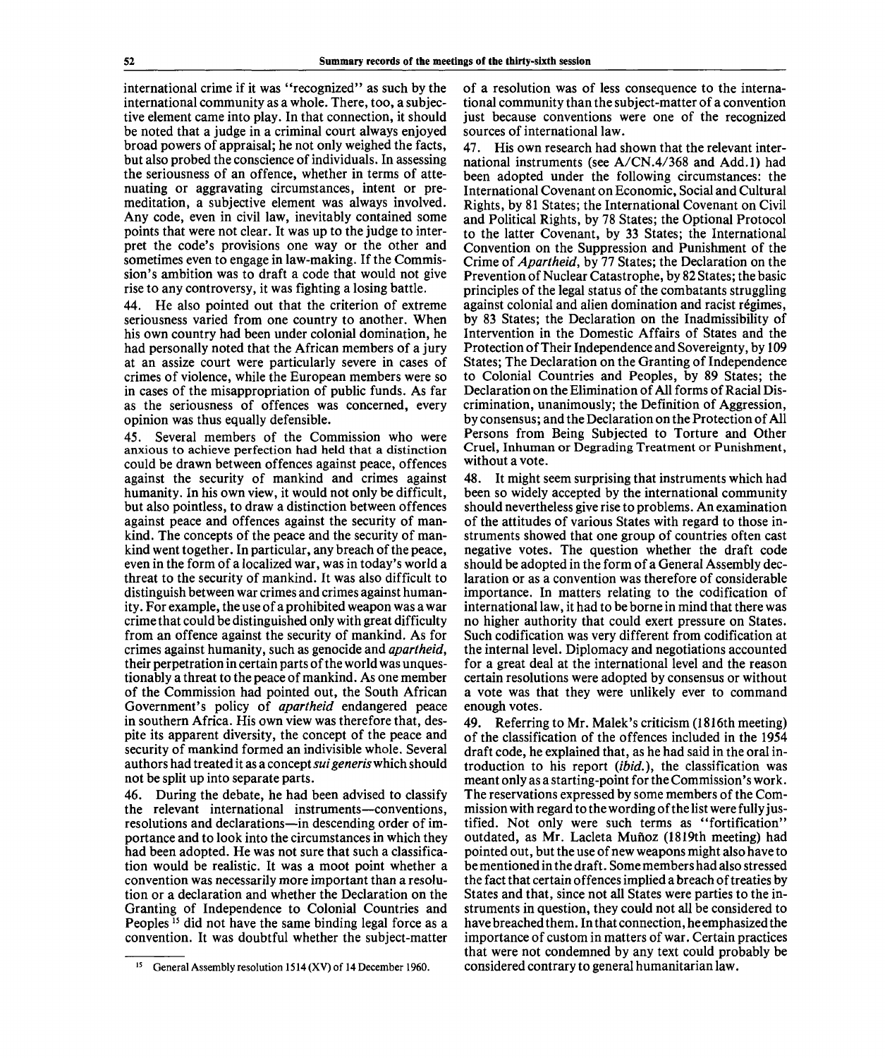international crime if it was "recognized" as such by the international community as a whole. There, too, a subjective element came into play. In that connection, it should be noted that a judge in a criminal court always enjoyed broad powers of appraisal; he not only weighed the facts, but also probed the conscience of individuals. In assessing the seriousness of an offence, whether in terms of attenuating or aggravating circumstances, intent or premeditation, a subjective element was always involved. Any code, even in civil law, inevitably contained some points that were not clear. It was up to the judge to interpret the code's provisions one way or the other and sometimes even to engage in law-making. If the Commission's ambition was to draft a code that would not give rise to any controversy, it was fighting a losing battle.

44. He also pointed out that the criterion of extreme seriousness varied from one country to another. When his own country had been under colonial domination, he had personally noted that the African members of a jury at an assize court were particularly severe in cases of crimes of violence, while the European members were so in cases of the misappropriation of public funds. As far as the seriousness of offences was concerned, every opinion was thus equally defensible.

45. Several members of the Commission who were anxious to achieve perfection had held that a distinction could be drawn between offences against peace, offences against the security of mankind and crimes against humanity. In his own view, it would not only be difficult, but also pointless, to draw a distinction between offences against peace and offences against the security of mankind. The concepts of the peace and the security of mankind went together. In particular, any breach of the peace, even in the form of a localized war, was in today's world a threat to the security of mankind. It was also difficult to distinguish between war crimes and crimes against humanity. For example, the use of a prohibited weapon was a war crime that could be distinguished only with great difficulty from an offence against the security of mankind. As for crimes against humanity, such as genocide and *apartheid*, their perpetration in certain parts of the world was unquestionably a threat to the peace of mankind. As one member of the Commission had pointed out, the South African Government's policy of *apartheid* endangered peace in southern Africa. His own view was therefore that, despite its apparent diversity, the concept of the peace and security of mankind formed an indivisible whole. Several authors had treated it as a concept *sui generis* which should not be split up into separate parts.

46. During the debate, he had been advised to classify the relevant international instruments—conventions, resolutions and declarations—in descending order of importance and to look into the circumstances in which they had been adopted. He was not sure that such a classification would be realistic. It was a moot point whether a convention was necessarily more important than a resolution or a declaration and whether the Declaration on the Granting of Independence to Colonial Countries and Peoples [15] did not have the same binding legal force as a convention. It was doubtful whether the subject-matter of a resolution was of less consequence to the international community than the subject-matter of a convention just because conventions were one of the recognized sources of international law.

47. His own research had shown that the relevant international instruments (see A/CN.4/368 and Add.1) had been adopted under the following circumstances: the International Covenant on Economic, Social and Cultural Rights, by 81 States; the International Covenant on Civil and Political Rights, by 78 States; the Optional Protocol to the latter Covenant, by 33 States; the International Convention on the Suppression and Punishment of the Crime of *Apartheid*, by 77 States; the Declaration on the Prevention of Nuclear Catastrophe, by 82 States; the basic principles of the legal status of the combatants struggling against colonial and alien domination and racist régimes, by 83 States; the Declaration on the Inadmissibility of Intervention in the Domestic Affairs of States and the Protection of Their Independence and Sovereignty, by 109 States; The Declaration on the Granting of Independence to Colonial Countries and Peoples, by 89 States; the Declaration on the Elimination of All forms of Racial Discrimination, unanimously; the Definition of Aggression, by consensus; and the Declaration on the Protection of All Persons from Being Subjected to Torture and Other Cruel, Inhuman or Degrading Treatment or Punishment, without a vote.

48. It might seem surprising that instruments which had been so widely accepted by the international community should nevertheless give rise to problems. An examination of the attitudes of various States with regard to those instruments showed that one group of countries often cast negative votes. The question whether the draft code should be adopted in the form of a General Assembly declaration or as a convention was therefore of considerable importance. In matters relating to the codification of international law, it had to be borne in mind that there was no higher authority that could exert pressure on States. Such codification was very different from codification at the internal level. Diplomacy and negotiations accounted for a great deal at the international level and the reason certain resolutions were adopted by consensus or without a vote was that they were unlikely ever to command enough votes.

49. Referring to Mr. Malek's criticism (1816th meeting) of the classification of the offences included in the 1954 draft code, he explained that, as he had said in the oral introduction to his report (*ibid.*), the classification was meant only as a starting-point for the Commission's work. The reservations expressed by some members of the Commission with regard to the wording of the list were fully justified. Not only were such terms as "fortification" outdated, as Mr. Lacleta Muñoz (1819th meeting) had pointed out, but the use of new weapons might also have to be mentioned in the draft. Some members had also stressed the fact that certain offences implied a breach of treaties by States and that, since not all States were parties to the instruments in question, they could not all be considered to have breached them. In that connection, he emphasized the importance of custom in matters of war. Certain practices that were not condemned by any text could probably be considered contrary to general humanitarian law.

---

[15] General Assembly resolution 1514 (XV) of 14 December 1960.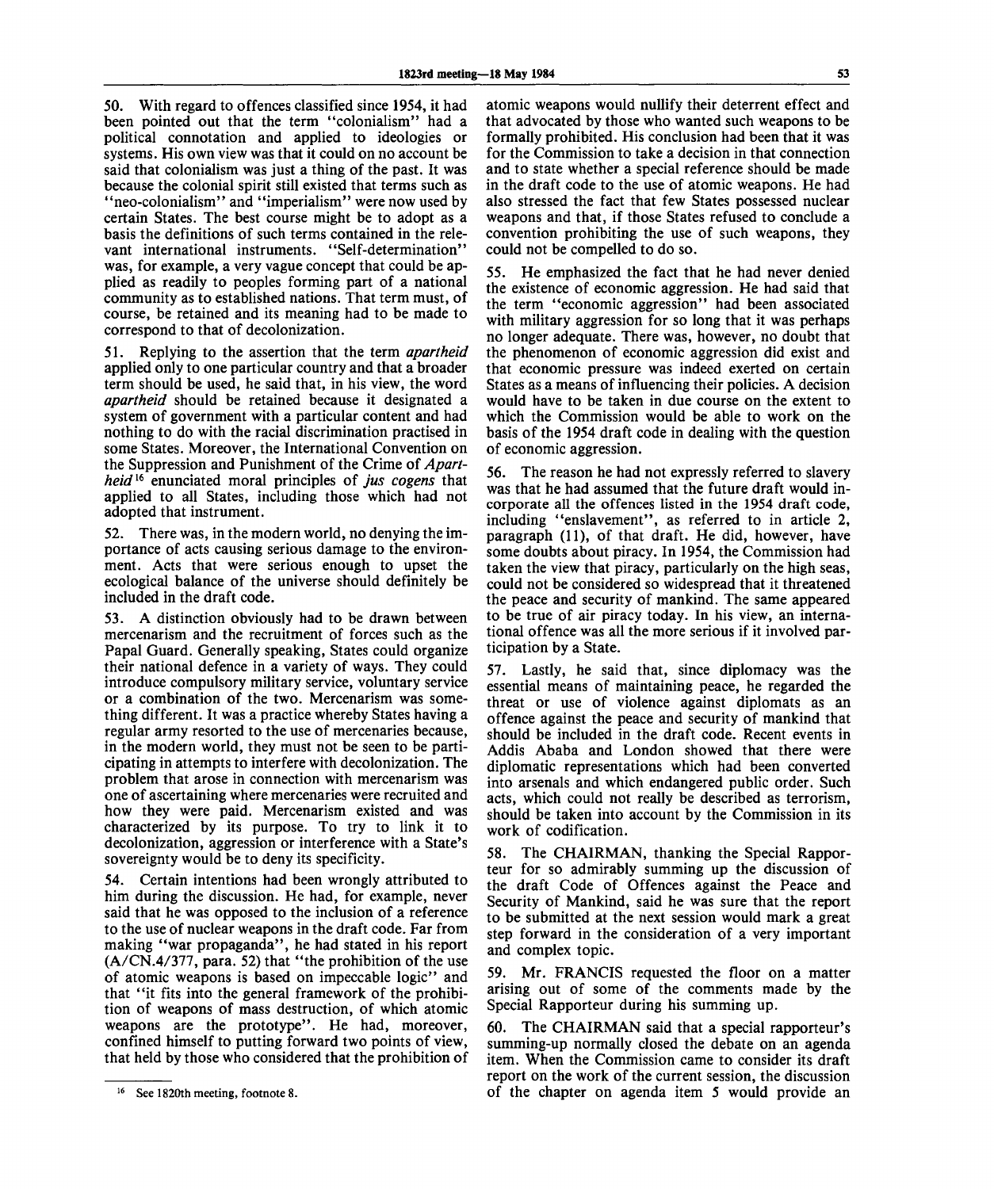50. With regard to offences classified since 1954, it had been pointed out that the term "colonialism" had a political connotation and applied to ideologies or systems. His own view was that it could on no account be said that colonialism was just a thing of the past. It was because the colonial spirit still existed that terms such as "neo-colonialism" and "imperialism" were now used by certain States. The best course might be to adopt as a basis the definitions of such terms contained in the relevant international instruments. "Self-determination" was, for example, a very vague concept that could be applied as readily to peoples forming part of a national community as to established nations. That term must, of course, be retained and its meaning had to be made to correspond to that of decolonization.

51. Replying to the assertion that the term *apartheid* applied only to one particular country and that a broader term should be used, he said that, in his view, the word *apartheid* should be retained because it designated a system of government with a particular content and had nothing to do with the racial discrimination practised in some States. Moreover, the International Convention on the Suppression and Punishment of the Crime of *Apartheid*[16] enunciated moral principles of *jus cogens* that applied to all States, including those which had not adopted that instrument.

52. There was, in the modern world, no denying the importance of acts causing serious damage to the environment. Acts that were serious enough to upset the ecological balance of the universe should definitely be included in the draft code.

53. A distinction obviously had to be drawn between mercenarism and the recruitment of forces such as the Papal Guard. Generally speaking, States could organize their national defence in a variety of ways. They could introduce compulsory military service, voluntary service or a combination of the two. Mercenarism was something different. It was a practice whereby States having a regular army resorted to the use of mercenaries because, in the modern world, they must not be seen to be participating in attempts to interfere with decolonization. The problem that arose in connection with mercenarism was one of ascertaining where mercenaries were recruited and how they were paid. Mercenarism existed and was characterized by its purpose. To try to link it to decolonization, aggression or interference with a State's sovereignty would be to deny its specificity.

54. Certain intentions had been wrongly attributed to him during the discussion. He had, for example, never said that he was opposed to the inclusion of a reference to the use of nuclear weapons in the draft code. Far from making "war propaganda", he had stated in his report (A/CN.4/377, para. 52) that "the prohibition of the use of atomic weapons is based on impeccable logic" and that "it fits into the general framework of the prohibition of weapons of mass destruction, of which atomic weapons are the prototype". He had, moreover, confined himself to putting forward two points of view, that held by those who considered that the prohibition of atomic weapons would nullify their deterrent effect and that advocated by those who wanted such weapons to be formally prohibited. His conclusion had been that it was for the Commission to take a decision in that connection and to state whether a special reference should be made in the draft code to the use of atomic weapons. He had also stressed the fact that few States possessed nuclear weapons and that, if those States refused to conclude a convention prohibiting the use of such weapons, they could not be compelled to do so.

55. He emphasized the fact that he had never denied the existence of economic aggression. He had said that the term "economic aggression" had been associated with military aggression for so long that it was perhaps no longer adequate. There was, however, no doubt that the phenomenon of economic aggression did exist and that economic pressure was indeed exerted on certain States as a means of influencing their policies. A decision would have to be taken in due course on the extent to which the Commission would be able to work on the basis of the 1954 draft code in dealing with the question of economic aggression.

56. The reason he had not expressly referred to slavery was that he had assumed that the future draft would incorporate all the offences listed in the 1954 draft code, including "enslavement", as referred to in article 2, paragraph (11), of that draft. He did, however, have some doubts about piracy. In 1954, the Commission had taken the view that piracy, particularly on the high seas, could not be considered so widespread that it threatened the peace and security of mankind. The same appeared to be true of air piracy today. In his view, an international offence was all the more serious if it involved participation by a State.

57. Lastly, he said that, since diplomacy was the essential means of maintaining peace, he regarded the threat or use of violence against diplomats as an offence against the peace and security of mankind that should be included in the draft code. Recent events in Addis Ababa and London showed that there were diplomatic representations which had been converted into arsenals and which endangered public order. Such acts, which could not really be described as terrorism, should be taken into account by the Commission in its work of codification.

58. The CHAIRMAN, thanking the Special Rapporteur for so admirably summing up the discussion of the draft Code of Offences against the Peace and Security of Mankind, said he was sure that the report to be submitted at the next session would mark a great step forward in the consideration of a very important and complex topic.

59. Mr. FRANCIS requested the floor on a matter arising out of some of the comments made by the Special Rapporteur during his summing up.

60. The CHAIRMAN said that a special rapporteur's summing-up normally closed the debate on an agenda item. When the Commission came to consider its draft report on the work of the current session, the discussion of the chapter on agenda item 5 would provide an

[16] See 1820th meeting, footnote 8.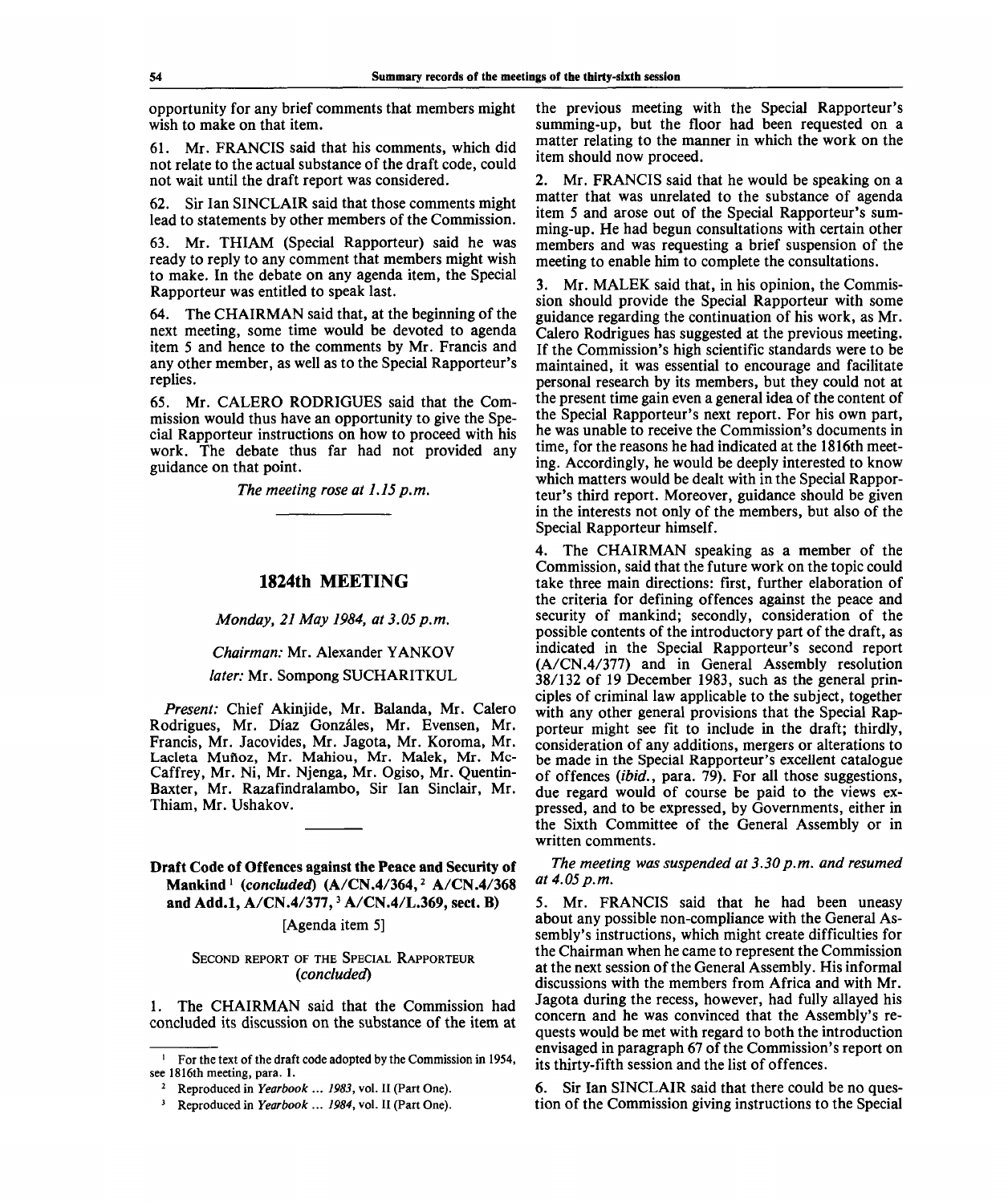opportunity for any brief comments that members might wish to make on that item.

61. Mr. FRANCIS said that his comments, which did not relate to the actual substance of the draft code, could not wait until the draft report was considered.

62. Sir Ian SINCLAIR said that those comments might lead to statements by other members of the Commission.

63. Mr. THIAM (Special Rapporteur) said he was ready to reply to any comment that members might wish to make. In the debate on any agenda item, the Special Rapporteur was entitled to speak last.

64. The CHAIRMAN said that, at the beginning of the next meeting, some time would be devoted to agenda item 5 and hence to the comments by Mr. Francis and any other member, as well as to the Special Rapporteur's replies.

65. Mr. CALERO RODRIGUES said that the Commission would thus have an opportunity to give the Special Rapporteur instructions on how to proceed with his work. The debate thus far had not provided any guidance on that point.

*The meeting rose at 1.15 p.m.*

---

## 1824th MEETING

*Monday, 21 May 1984, at 3.05 p.m.*

*Chairman:* Mr. Alexander YANKOV

*later:* Mr. Sompong SUCHARITKUL

*Present:* Chief Akinjide, Mr. Balanda, Mr. Calero Rodrigues, Mr. Díaz Gonzáles, Mr. Evensen, Mr. Francis, Mr. Jacovides, Mr. Jagota, Mr. Koroma, Mr. Lacleta Muñoz, Mr. Mahiou, Mr. Malek, Mr. McCaffrey, Mr. Ni, Mr. Njenga, Mr. Ogiso, Mr. Quentin-Baxter, Mr. Razafindralambo, Sir Ian Sinclair, Mr. Thiam, Mr. Ushakov.

---

### Draft Code of Offences against the Peace and Security of Mankind[1] (*concluded*) (A/CN.4/364,[2] A/CN.4/368 and Add.1, A/CN.4/377,[3] A/CN.4/L.369, sect. B)

[Agenda item 5]

#### SECOND REPORT OF THE SPECIAL RAPPORTEUR (*concluded*)

1. The CHAIRMAN said that the Commission had concluded its discussion on the substance of the item at the previous meeting with the Special Rapporteur's summing-up, but the floor had been requested on a matter relating to the manner in which the work on the item should now proceed.

2. Mr. FRANCIS said that he would be speaking on a matter that was unrelated to the substance of agenda item 5 and arose out of the Special Rapporteur's summing-up. He had begun consultations with certain other members and was requesting a brief suspension of the meeting to enable him to complete the consultations.

3. Mr. MALEK said that, in his opinion, the Commission should provide the Special Rapporteur with some guidance regarding the continuation of his work, as Mr. Calero Rodrigues has suggested at the previous meeting. If the Commission's high scientific standards were to be maintained, it was essential to encourage and facilitate personal research by its members, but they could not at the present time gain even a general idea of the content of the Special Rapporteur's next report. For his own part, he was unable to receive the Commission's documents in time, for the reasons he had indicated at the 1816th meeting. Accordingly, he would be deeply interested to know which matters would be dealt with in the Special Rapporteur's third report. Moreover, guidance should be given in the interests not only of the members, but also of the Special Rapporteur himself.

4. The CHAIRMAN speaking as a member of the Commission, said that the future work on the topic could take three main directions: first, further elaboration of the criteria for defining offences against the peace and security of mankind; secondly, consideration of the possible contents of the introductory part of the draft, as indicated in the Special Rapporteur's second report (A/CN.4/377) and in General Assembly resolution 38/132 of 19 December 1983, such as the general principles of criminal law applicable to the subject, together with any other general provisions that the Special Rapporteur might see fit to include in the draft; thirdly, consideration of any additions, mergers or alterations to be made in the Special Rapporteur's excellent catalogue of offences (*ibid.*, para. 79). For all those suggestions, due regard would of course be paid to the views expressed, and to be expressed, by Governments, either in the Sixth Committee of the General Assembly or in written comments.

*The meeting was suspended at 3.30 p.m. and resumed at 4.05 p.m.*

5. Mr. FRANCIS said that he had been uneasy about any possible non-compliance with the General Assembly's instructions, which might create difficulties for the Chairman when he came to represent the Commission at the next session of the General Assembly. His informal discussions with the members from Africa and with Mr. Jagota during the recess, however, had fully allayed his concern and he was convinced that the Assembly's requests would be met with regard to both the introduction envisaged in paragraph 67 of the Commission's report on its thirty-fifth session and the list of offences.

6. Sir Ian SINCLAIR said that there could be no question of the Commission giving instructions to the Special

---

[1] For the text of the draft code adopted by the Commission in 1954, see 1816th meeting, para. 1.

[2] Reproduced in *Yearbook ... 1983*, vol. II (Part One).

[3] Reproduced in *Yearbook ... 1984*, vol. II (Part One).